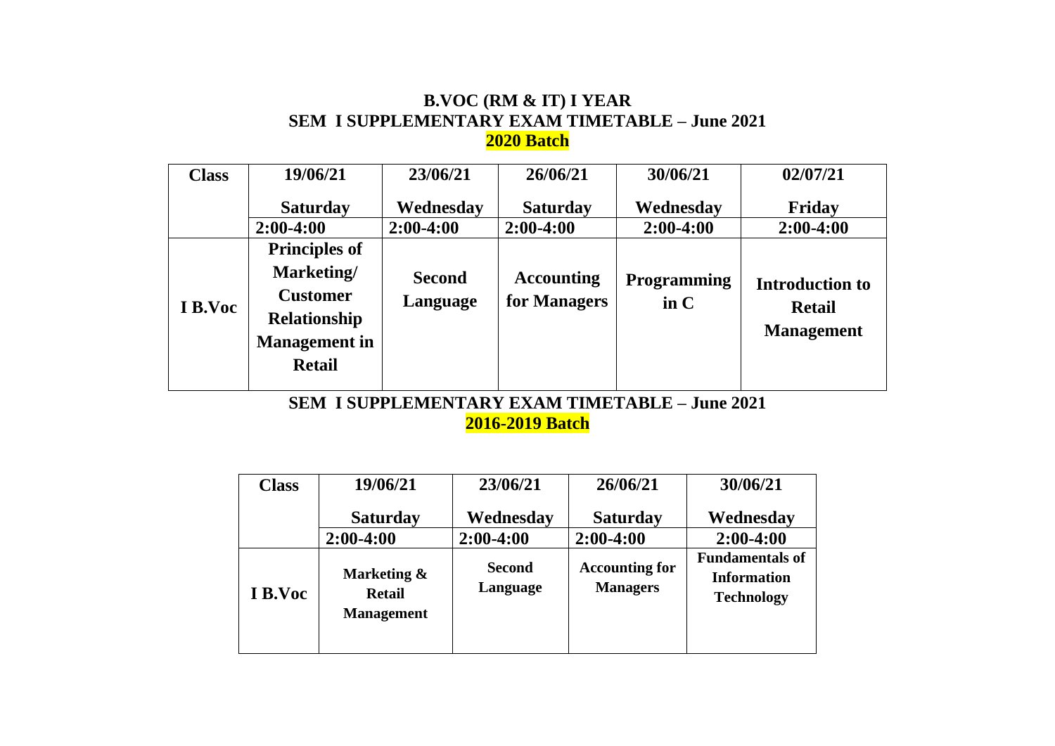# B.VOC (RM & IT) I YEAR

## SEM I SUPPLEMENTARY EXAM TIMETABLE – June 2021

**2020 Batch**

| Class | 19/06/21 Saturday | 23/06/21 Wednesday | 26/06/21 Saturday | 30/06/21 Wednesday | 02/07/21 Friday |
|---|---|---|---|---|---|
| | 2:00-4:00 | 2:00-4:00 | 2:00-4:00 | 2:00-4:00 | 2:00-4:00 |
| I B.Voc | Principles of Marketing/ Customer Relationship Management in Retail | Second Language | Accounting for Managers | Programming in C | Introduction to Retail Management |

## SEM I SUPPLEMENTARY EXAM TIMETABLE – June 2021

**2016-2019 Batch**

| Class | 19/06/21 Saturday | 23/06/21 Wednesday | 26/06/21 Saturday | 30/06/21 Wednesday |
|---|---|---|---|---|
| | 2:00-4:00 | 2:00-4:00 | 2:00-4:00 | 2:00-4:00 |
| I B.Voc | Marketing & Retail Management | Second Language | Accounting for Managers | Fundamentals of Information Technology |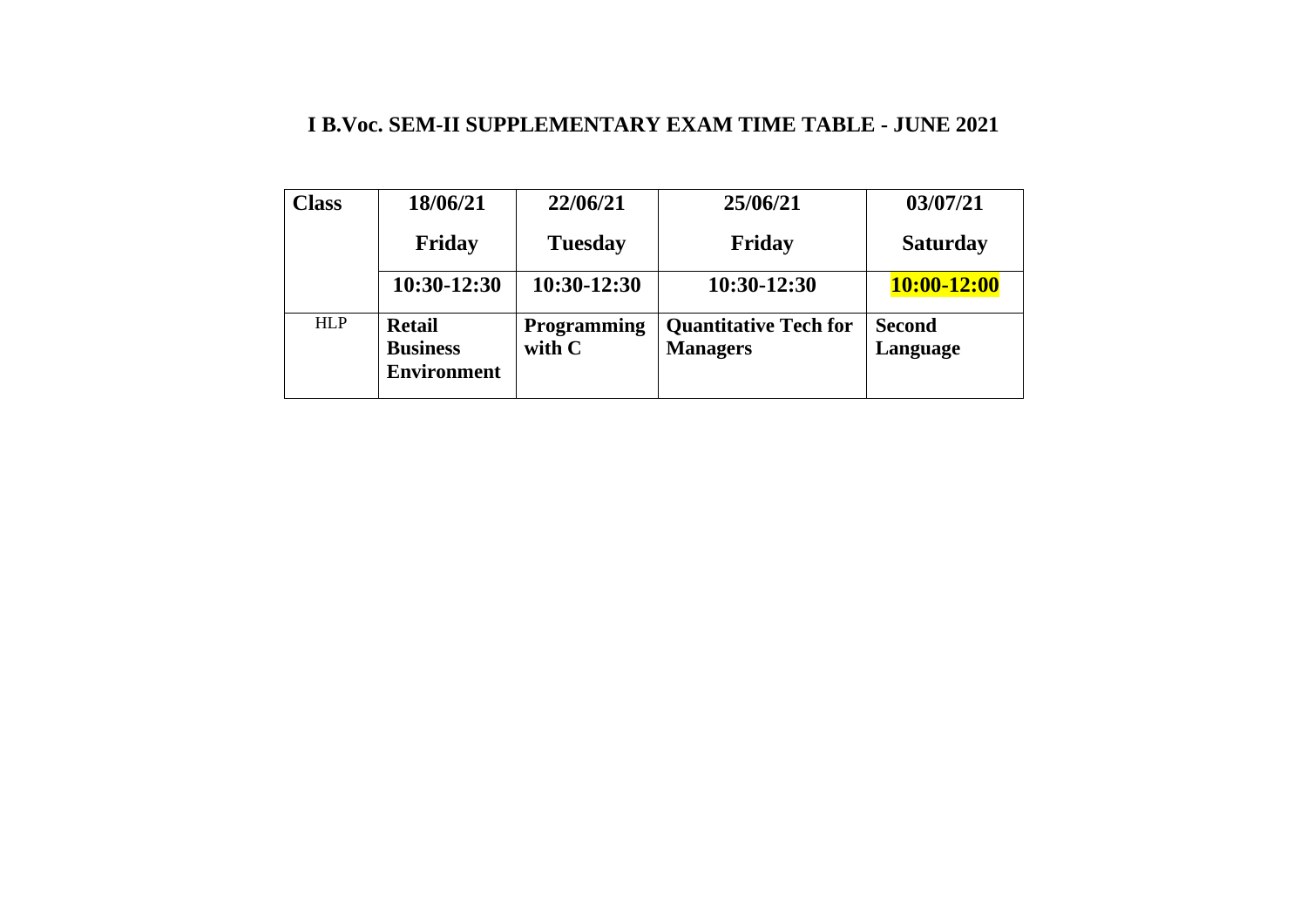# I B.Voc. SEM-II SUPPLEMENTARY EXAM TIME TABLE - JUNE 2021

| Class | 18/06/21<br>Friday | 22/06/21<br>Tuesday | 25/06/21<br>Friday | 03/07/21<br>Saturday |
|---|---|---|---|---|
| | 10:30-12:30 | 10:30-12:30 | 10:30-12:30 | 10:00-12:00 |
| HLP | **Retail Business Environment** | **Programming with C** | **Quantitative Tech for Managers** | **Second Language** |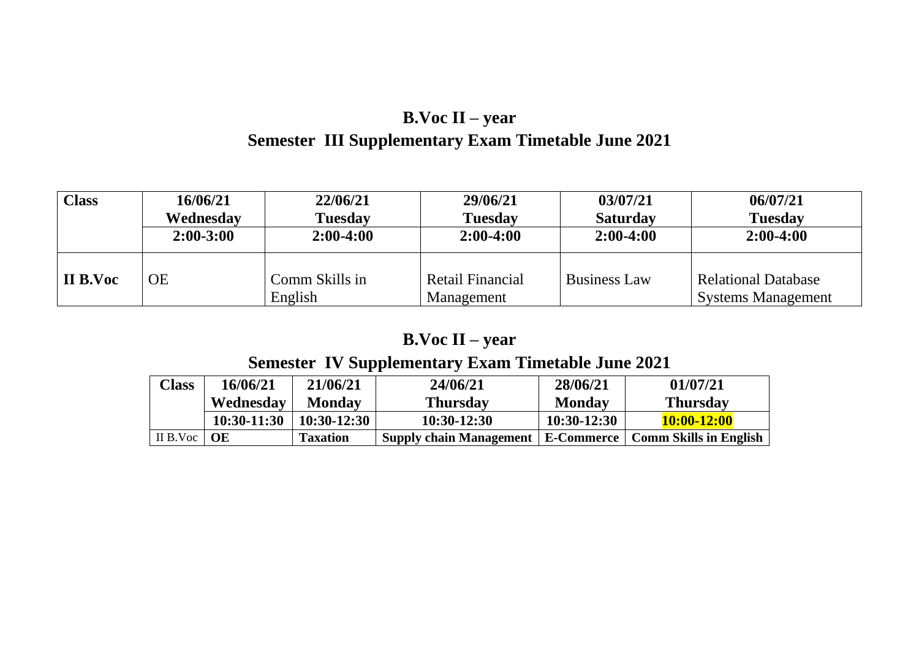## B.Voc II – year

## Semester III Supplementary Exam Timetable June 2021

| Class | 16/06/21<br>Wednesday<br>2:00-3:00 | 22/06/21<br>Tuesday<br>2:00-4:00 | 29/06/21<br>Tuesday<br>2:00-4:00 | 03/07/21<br>Saturday<br>2:00-4:00 | 06/07/21<br>Tuesday<br>2:00-4:00 |
|---|---|---|---|---|---|
| **II B.Voc** | OE | Comm Skills in English | Retail Financial Management | Business Law | Relational Database Systems Management |

## B.Voc II – year

## Semester IV Supplementary Exam Timetable June 2021

| Class | 16/06/21<br>Wednesday<br>10:30-11:30 | 21/06/21<br>Monday<br>10:30-12:30 | 24/06/21<br>Thursday<br>10:30-12:30 | 28/06/21<br>Monday<br>10:30-12:30 | 01/07/21<br>Thursday<br>10:00-12:00 |
|---|---|---|---|---|---|
| II B.Voc | **OE** | **Taxation** | **Supply chain Management** | **E-Commerce** | **Comm Skills in English** |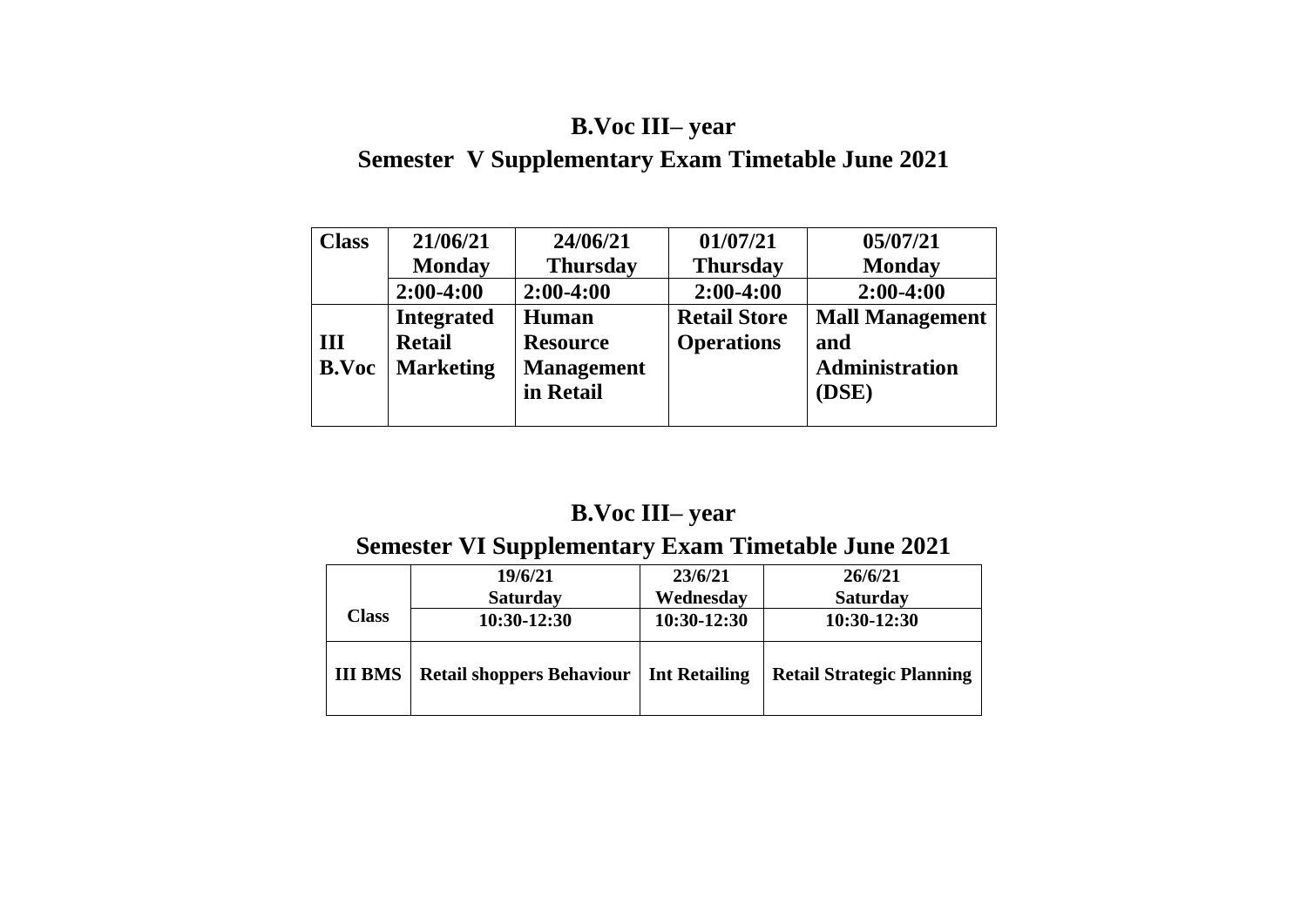## B.Voc III– year

## Semester V Supplementary Exam Timetable June 2021

| Class | 21/06/21 Monday 2:00-4:00 | 24/06/21 Thursday 2:00-4:00 | 01/07/21 Thursday 2:00-4:00 | 05/07/21 Monday 2:00-4:00 |
|---|---|---|---|---|
| III B.Voc | Integrated Retail Marketing | Human Resource Management in Retail | Retail Store Operations | Mall Management and Administration (DSE) |

## B.Voc III– year

## Semester VI Supplementary Exam Timetable June 2021

| Class | 19/6/21 Saturday 10:30-12:30 | 23/6/21 Wednesday 10:30-12:30 | 26/6/21 Saturday 10:30-12:30 |
|---|---|---|---|
| III BMS | Retail shoppers Behaviour | Int Retailing | Retail Strategic Planning |